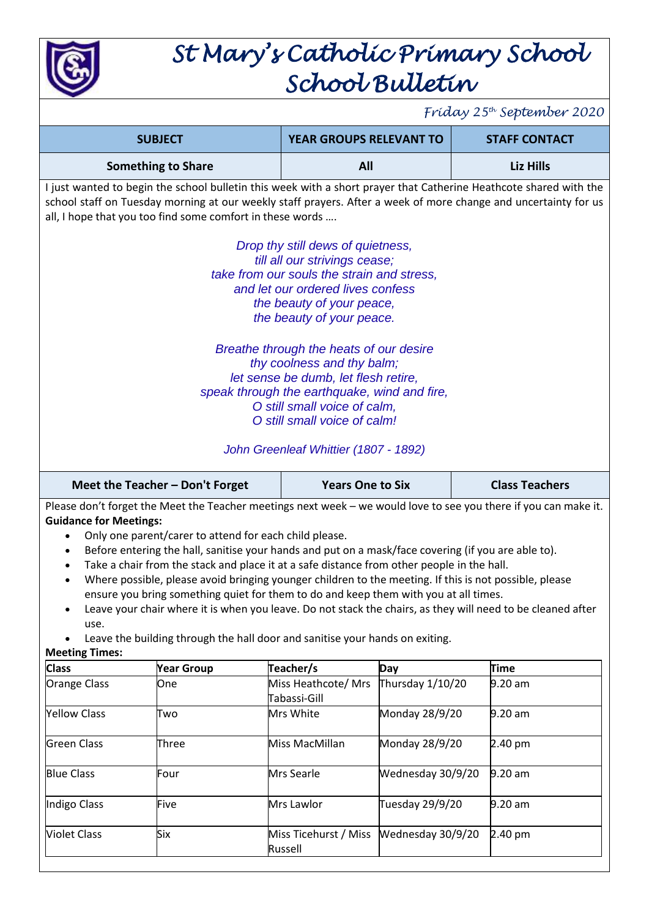# St Mary's Catholic Primary School
# School Bulletin

*Friday 25th September 2020*

| SUBJECT | YEAR GROUPS RELEVANT TO | STAFF CONTACT |
|---|---|---|
| **Something to Share** | **All** | **Liz Hills** |

I just wanted to begin the school bulletin this week with a short prayer that Catherine Heathcote shared with the school staff on Tuesday morning at our weekly staff prayers. After a week of more change and uncertainty for us all, I hope that you too find some comfort in these words ….

*Drop thy still dews of quietness,*
*till all our strivings cease;*
*take from our souls the strain and stress,*
*and let our ordered lives confess*
*the beauty of your peace,*
*the beauty of your peace.*

*Breathe through the heats of our desire*
*thy coolness and thy balm;*
*let sense be dumb, let flesh retire,*
*speak through the earthquake, wind and fire,*
*O still small voice of calm,*
*O still small voice of calm!*

*John Greenleaf Whittier (1807 - 1892)*

| SUBJECT | YEAR GROUPS RELEVANT TO | STAFF CONTACT |
|---|---|---|
| **Meet the Teacher – Don't Forget** | **Years One to Six** | **Class Teachers** |

Please don't forget the Meet the Teacher meetings next week – we would love to see you there if you can make it.

**Guidance for Meetings:**

- Only one parent/carer to attend for each child please.
- Before entering the hall, sanitise your hands and put on a mask/face covering (if you are able to).
- Take a chair from the stack and place it at a safe distance from other people in the hall.
- Where possible, please avoid bringing younger children to the meeting. If this is not possible, please ensure you bring something quiet for them to do and keep them with you at all times.
- Leave your chair where it is when you leave. Do not stack the chairs, as they will need to be cleaned after use.
- Leave the building through the hall door and sanitise your hands on exiting.

**Meeting Times:**

| Class | Year Group | Teacher/s | Day | Time |
|---|---|---|---|---|
| Orange Class | One | Miss Heathcote/ Mrs Tabassi-Gill | Thursday 1/10/20 | 9.20 am |
| Yellow Class | Two | Mrs White | Monday 28/9/20 | 9.20 am |
| Green Class | Three | Miss MacMillan | Monday 28/9/20 | 2.40 pm |
| Blue Class | Four | Mrs Searle | Wednesday 30/9/20 | 9.20 am |
| Indigo Class | Five | Mrs Lawlor | Tuesday 29/9/20 | 9.20 am |
| Violet Class | Six | Miss Ticehurst / Miss Russell | Wednesday 30/9/20 | 2.40 pm |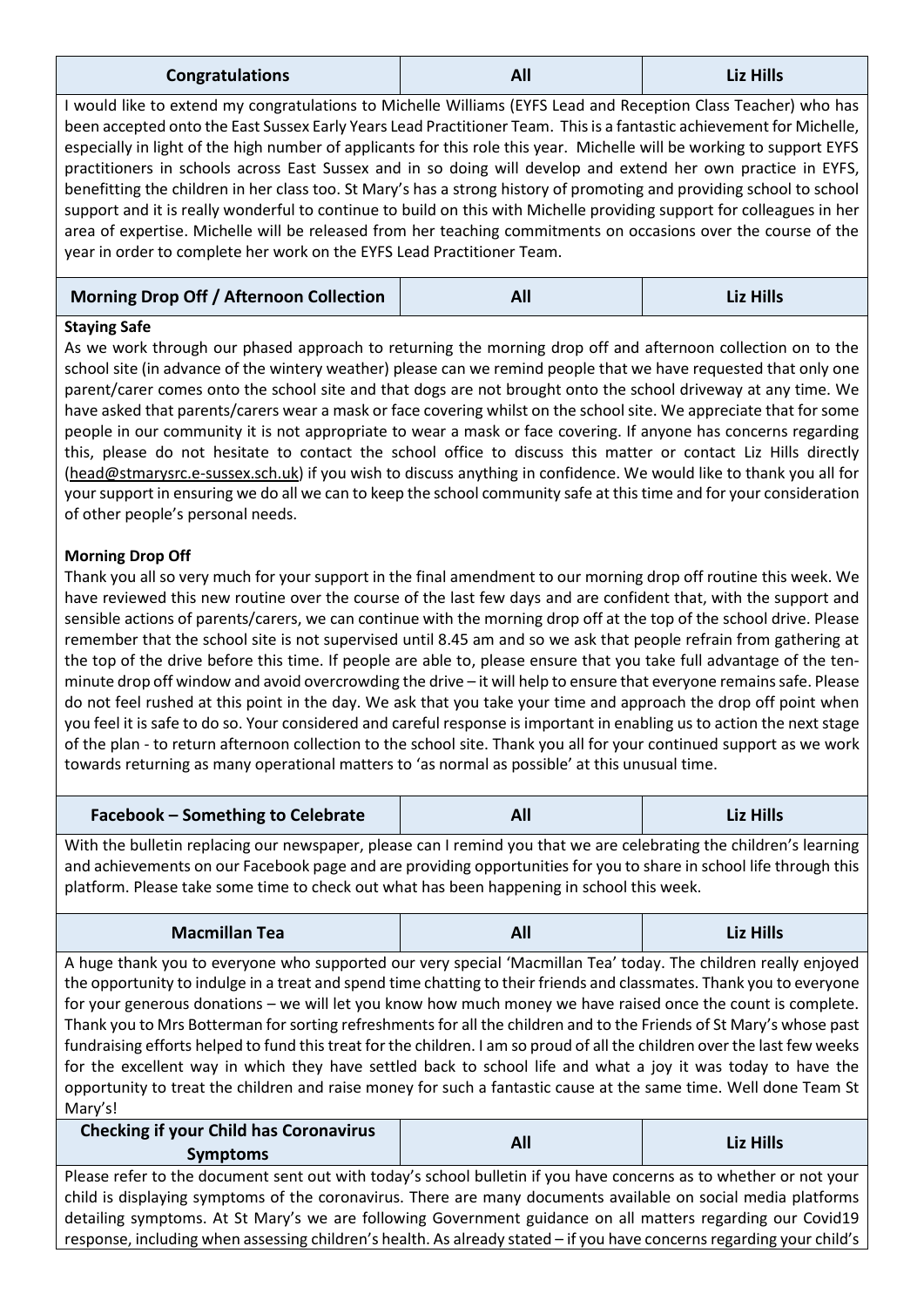| Congratulations | All | Liz Hills |
|---|---|---|

I would like to extend my congratulations to Michelle Williams (EYFS Lead and Reception Class Teacher) who has been accepted onto the East Sussex Early Years Lead Practitioner Team. This is a fantastic achievement for Michelle, especially in light of the high number of applicants for this role this year. Michelle will be working to support EYFS practitioners in schools across East Sussex and in so doing will develop and extend her own practice in EYFS, benefitting the children in her class too. St Mary's has a strong history of promoting and providing school to school support and it is really wonderful to continue to build on this with Michelle providing support for colleagues in her area of expertise. Michelle will be released from her teaching commitments on occasions over the course of the year in order to complete her work on the EYFS Lead Practitioner Team.

| Morning Drop Off / Afternoon Collection | All | Liz Hills |
|---|---|---|

**Staying Safe**

As we work through our phased approach to returning the morning drop off and afternoon collection on to the school site (in advance of the wintery weather) please can we remind people that we have requested that only one parent/carer comes onto the school site and that dogs are not brought onto the school driveway at any time. We have asked that parents/carers wear a mask or face covering whilst on the school site. We appreciate that for some people in our community it is not appropriate to wear a mask or face covering. If anyone has concerns regarding this, please do not hesitate to contact the school office to discuss this matter or contact Liz Hills directly (head@stmarysrc.e-sussex.sch.uk) if you wish to discuss anything in confidence. We would like to thank you all for your support in ensuring we do all we can to keep the school community safe at this time and for your consideration of other people's personal needs.

**Morning Drop Off**

Thank you all so very much for your support in the final amendment to our morning drop off routine this week. We have reviewed this new routine over the course of the last few days and are confident that, with the support and sensible actions of parents/carers, we can continue with the morning drop off at the top of the school drive. Please remember that the school site is not supervised until 8.45 am and so we ask that people refrain from gathering at the top of the drive before this time. If people are able to, please ensure that you take full advantage of the ten-minute drop off window and avoid overcrowding the drive – it will help to ensure that everyone remains safe. Please do not feel rushed at this point in the day. We ask that you take your time and approach the drop off point when you feel it is safe to do so. Your considered and careful response is important in enabling us to action the next stage of the plan - to return afternoon collection to the school site. Thank you all for your continued support as we work towards returning as many operational matters to 'as normal as possible' at this unusual time.

| Facebook – Something to Celebrate | All | Liz Hills |
|---|---|---|

With the bulletin replacing our newspaper, please can I remind you that we are celebrating the children's learning and achievements on our Facebook page and are providing opportunities for you to share in school life through this platform. Please take some time to check out what has been happening in school this week.

| Macmillan Tea | All | Liz Hills |
|---|---|---|

A huge thank you to everyone who supported our very special 'Macmillan Tea' today. The children really enjoyed the opportunity to indulge in a treat and spend time chatting to their friends and classmates. Thank you to everyone for your generous donations – we will let you know how much money we have raised once the count is complete. Thank you to Mrs Botterman for sorting refreshments for all the children and to the Friends of St Mary's whose past fundraising efforts helped to fund this treat for the children. I am so proud of all the children over the last few weeks for the excellent way in which they have settled back to school life and what a joy it was today to have the opportunity to treat the children and raise money for such a fantastic cause at the same time. Well done Team St Mary's!

| Checking if your Child has Coronavirus Symptoms | All | Liz Hills |
|---|---|---|

Please refer to the document sent out with today's school bulletin if you have concerns as to whether or not your child is displaying symptoms of the coronavirus. There are many documents available on social media platforms detailing symptoms. At St Mary's we are following Government guidance on all matters regarding our Covid19 response, including when assessing children's health. As already stated – if you have concerns regarding your child's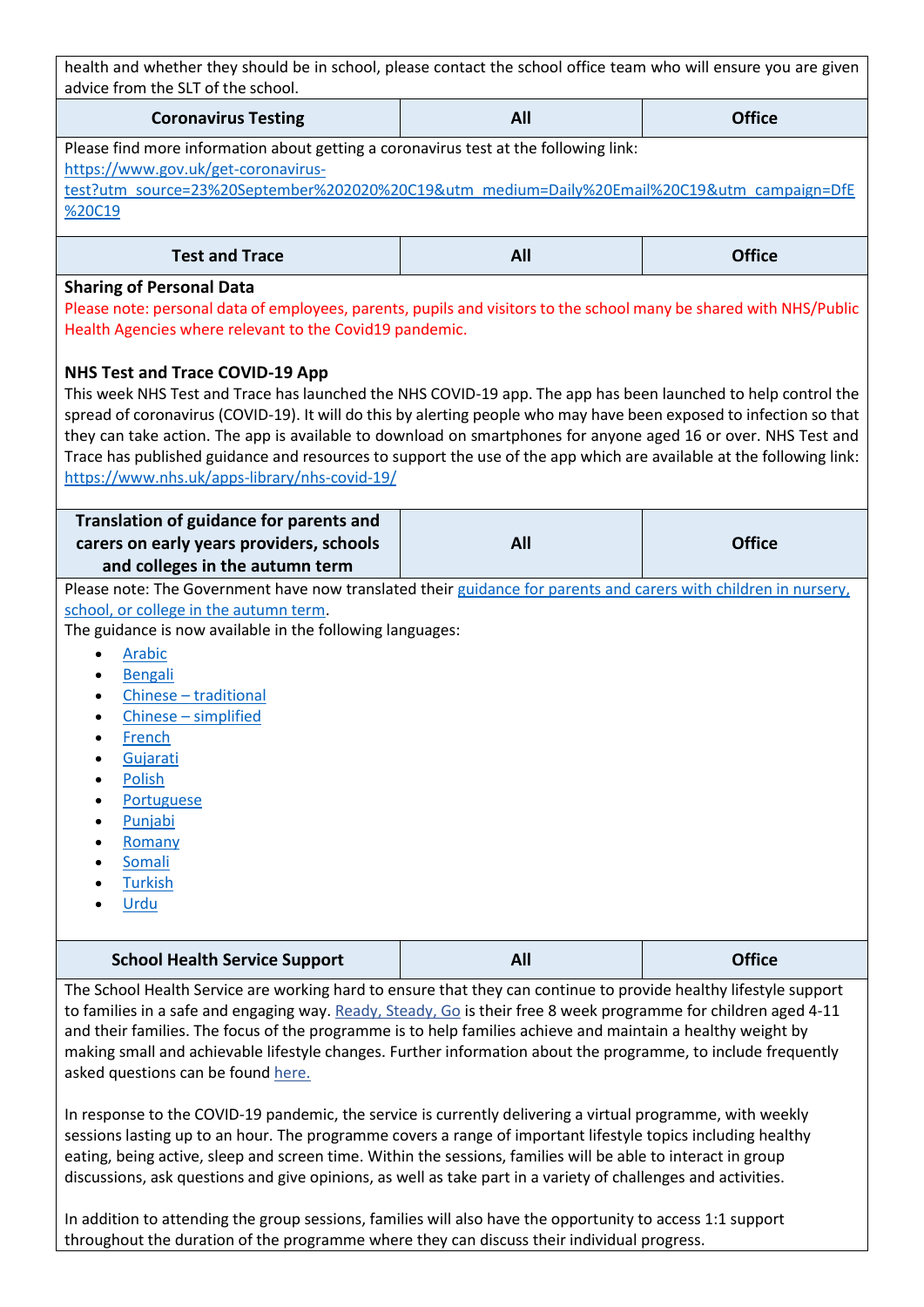health and whether they should be in school, please contact the school office team who will ensure you are given advice from the SLT of the school.

| Coronavirus Testing | All | Office |
|---|---|---|

Please find more information about getting a coronavirus test at the following link:
https://www.gov.uk/get-coronavirus-test?utm_source=23%20September%202020%20C19&utm_medium=Daily%20Email%20C19&utm_campaign=DfE%20C19

| Test and Trace | All | Office |
|---|---|---|

**Sharing of Personal Data**

Please note: personal data of employees, parents, pupils and visitors to the school many be shared with NHS/Public Health Agencies where relevant to the Covid19 pandemic.

**NHS Test and Trace COVID-19 App**

This week NHS Test and Trace has launched the NHS COVID-19 app. The app has been launched to help control the spread of coronavirus (COVID-19). It will do this by alerting people who may have been exposed to infection so that they can take action. The app is available to download on smartphones for anyone aged 16 or over. NHS Test and Trace has published guidance and resources to support the use of the app which are available at the following link: https://www.nhs.uk/apps-library/nhs-covid-19/

| Translation of guidance for parents and carers on early years providers, schools and colleges in the autumn term | All | Office |
|---|---|---|

Please note: The Government have now translated their guidance for parents and carers with children in nursery, school, or college in the autumn term.

The guidance is now available in the following languages:

- Arabic
- Bengali
- Chinese – traditional
- Chinese – simplified
- French
- Gujarati
- Polish
- Portuguese
- Punjabi
- Romany
- Somali
- Turkish
- Urdu

| School Health Service Support | All | Office |
|---|---|---|

The School Health Service are working hard to ensure that they can continue to provide healthy lifestyle support to families in a safe and engaging way. Ready, Steady, Go is their free 8 week programme for children aged 4-11 and their families. The focus of the programme is to help families achieve and maintain a healthy weight by making small and achievable lifestyle changes. Further information about the programme, to include frequently asked questions can be found here.

In response to the COVID-19 pandemic, the service is currently delivering a virtual programme, with weekly sessions lasting up to an hour. The programme covers a range of important lifestyle topics including healthy eating, being active, sleep and screen time. Within the sessions, families will be able to interact in group discussions, ask questions and give opinions, as well as take part in a variety of challenges and activities.

In addition to attending the group sessions, families will also have the opportunity to access 1:1 support throughout the duration of the programme where they can discuss their individual progress.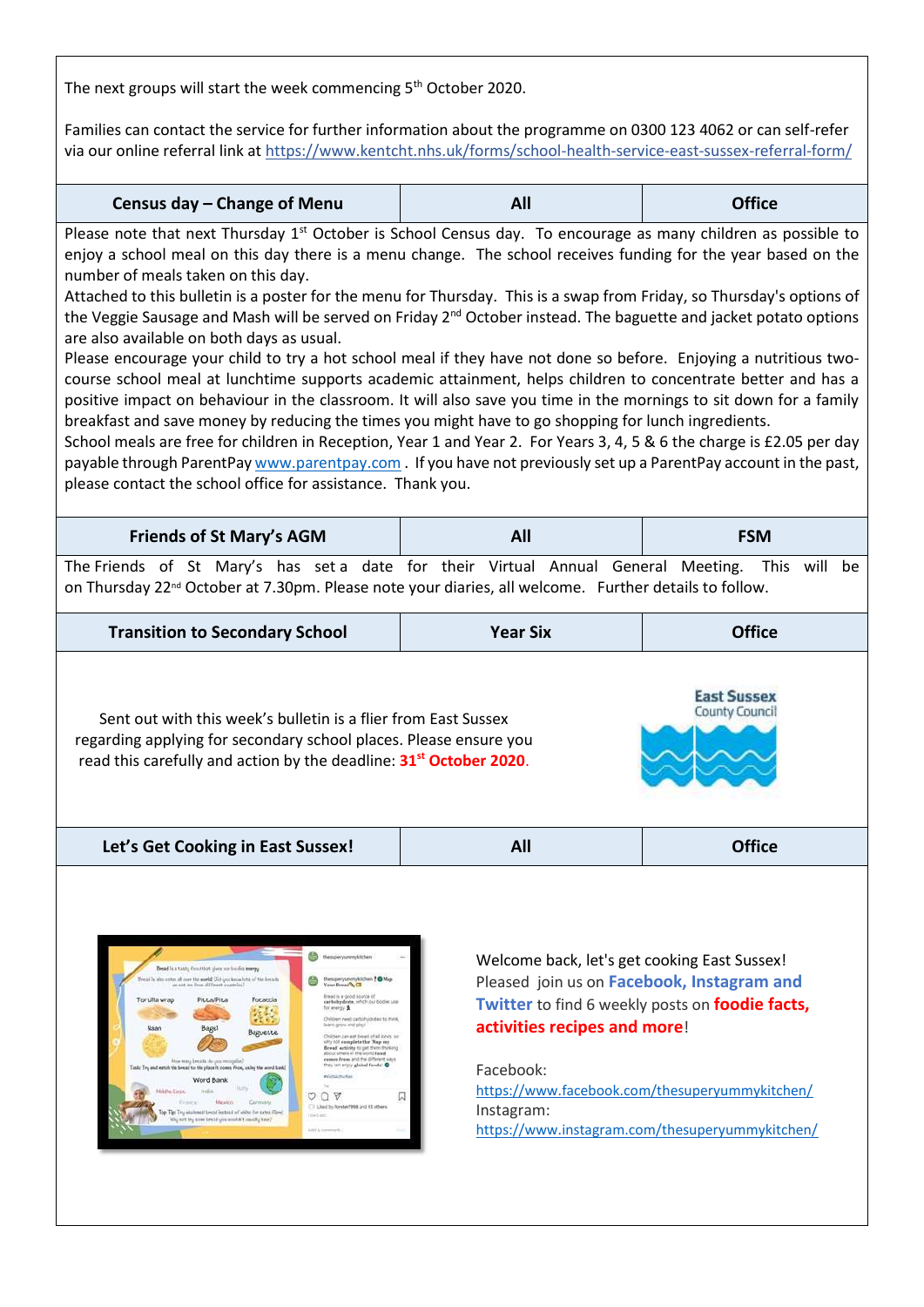The next groups will start the week commencing 5th October 2020.

Families can contact the service for further information about the programme on 0300 123 4062 or can self-refer via our online referral link at https://www.kentcht.nhs.uk/forms/school-health-service-east-sussex-referral-form/

| Census day – Change of Menu | All | Office |
|---|---|---|

Please note that next Thursday 1st October is School Census day. To encourage as many children as possible to enjoy a school meal on this day there is a menu change. The school receives funding for the year based on the number of meals taken on this day.

Attached to this bulletin is a poster for the menu for Thursday. This is a swap from Friday, so Thursday's options of the Veggie Sausage and Mash will be served on Friday 2nd October instead. The baguette and jacket potato options are also available on both days as usual.

Please encourage your child to try a hot school meal if they have not done so before. Enjoying a nutritious two-course school meal at lunchtime supports academic attainment, helps children to concentrate better and has a positive impact on behaviour in the classroom. It will also save you time in the mornings to sit down for a family breakfast and save money by reducing the times you might have to go shopping for lunch ingredients.

School meals are free for children in Reception, Year 1 and Year 2. For Years 3, 4, 5 & 6 the charge is £2.05 per day payable through ParentPay www.parentpay.com . If you have not previously set up a ParentPay account in the past, please contact the school office for assistance. Thank you.

| Friends of St Mary's AGM | All | FSM |
|---|---|---|

The Friends of St Mary's has set a date for their Virtual Annual General Meeting. This will be on Thursday 22nd October at 7.30pm. Please note your diaries, all welcome. Further details to follow.

| Transition to Secondary School | Year Six | Office |
|---|---|---|

Sent out with this week's bulletin is a flier from East Sussex regarding applying for secondary school places. Please ensure you read this carefully and action by the deadline: **31st October 2020.**

| Let's Get Cooking in East Sussex! | All | Office |
|---|---|---|

Welcome back, let's get cooking East Sussex!
Pleased join us on **Facebook, Instagram and Twitter** to find 6 weekly posts on **foodie facts, activities recipes and more**!

Facebook:
https://www.facebook.com/thesuperyummykitchen/
Instagram:
https://www.instagram.com/thesuperyummykitchen/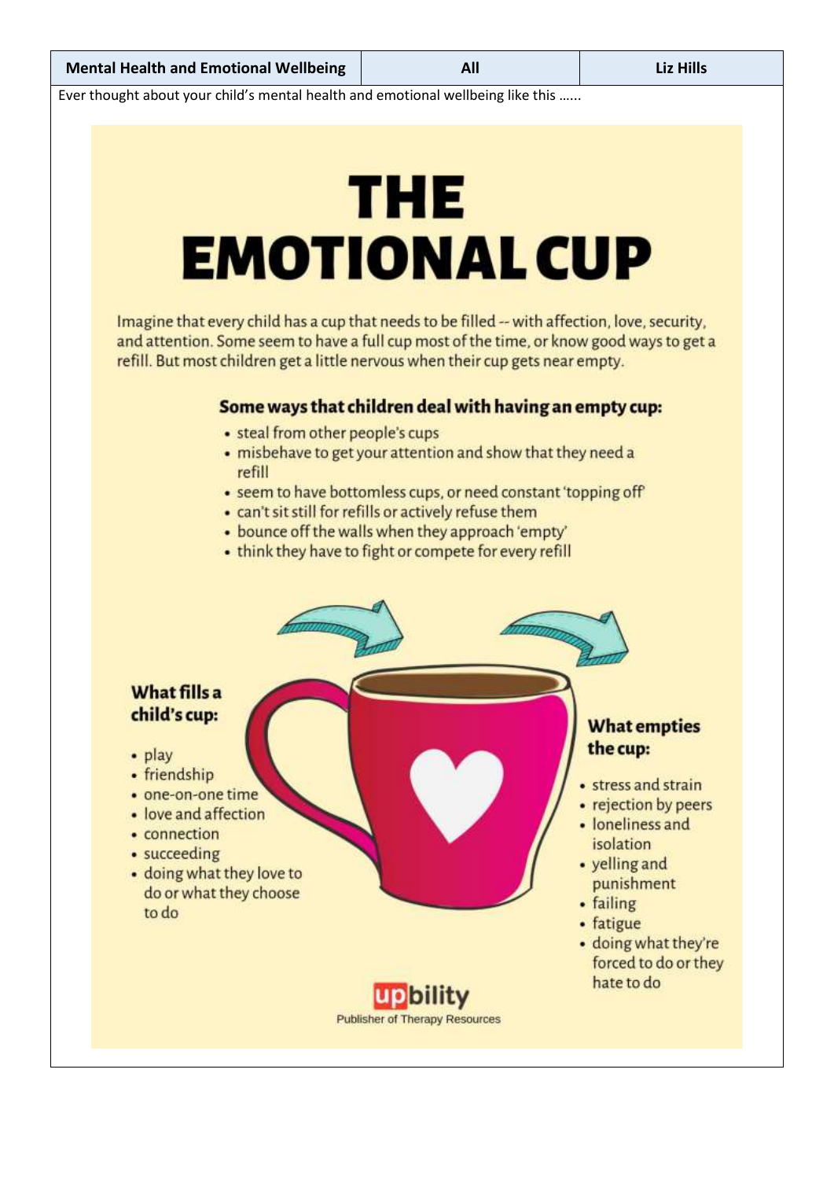| Mental Health and Emotional Wellbeing | All | Liz Hills |
|---|---|---|

Ever thought about your child's mental health and emotional wellbeing like this ......

# THE EMOTIONAL CUP

Imagine that every child has a cup that needs to be filled -- with affection, love, security, and attention. Some seem to have a full cup most of the time, or know good ways to get a refill. But most children get a little nervous when their cup gets near empty.

### Some ways that children deal with having an empty cup:

- steal from other people's cups
- misbehave to get your attention and show that they need a refill
- seem to have bottomless cups, or need constant 'topping off'
- can't sit still for refills or actively refuse them
- bounce off the walls when they approach 'empty'
- think they have to fight or compete for every refill

### What fills a child's cup:

- play
- friendship
- one-on-one time
- love and affection
- connection
- succeeding
- doing what they love to do or what they choose to do

### What empties the cup:

- stress and strain
- rejection by peers
- loneliness and isolation
- yelling and punishment
- failing
- fatigue
- doing what they're forced to do or they hate to do

upbility
Publisher of Therapy Resources